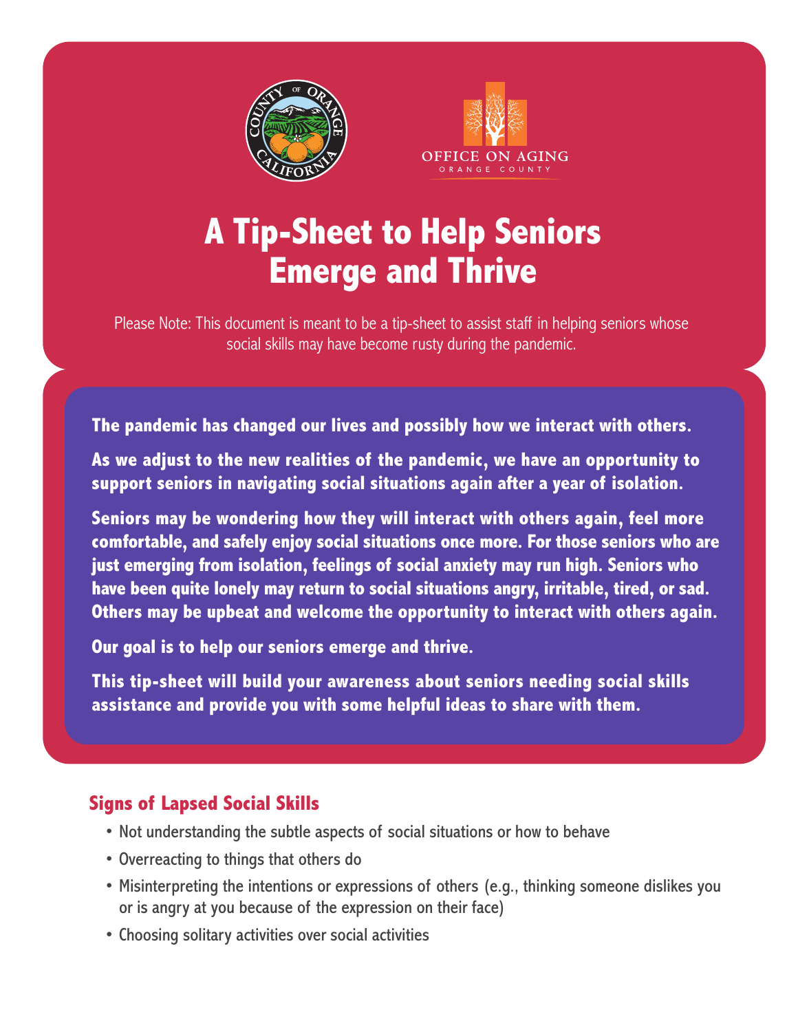OFFICE ON AGING
ORANGE COUNTY

# A Tip-Sheet to Help Seniors Emerge and Thrive

Please Note: This document is meant to be a tip-sheet to assist staff in helping seniors whose social skills may have become rusty during the pandemic.

**The pandemic has changed our lives and possibly how we interact with others.**

**As we adjust to the new realities of the pandemic, we have an opportunity to support seniors in navigating social situations again after a year of isolation.**

**Seniors may be wondering how they will interact with others again, feel more comfortable, and safely enjoy social situations once more. For those seniors who are just emerging from isolation, feelings of social anxiety may run high. Seniors who have been quite lonely may return to social situations angry, irritable, tired, or sad. Others may be upbeat and welcome the opportunity to interact with others again.**

**Our goal is to help our seniors emerge and thrive.**

**This tip-sheet will build your awareness about seniors needing social skills assistance and provide you with some helpful ideas to share with them.**

## Signs of Lapsed Social Skills

- Not understanding the subtle aspects of social situations or how to behave
- Overreacting to things that others do
- Misinterpreting the intentions or expressions of others (e.g., thinking someone dislikes you or is angry at you because of the expression on their face)
- Choosing solitary activities over social activities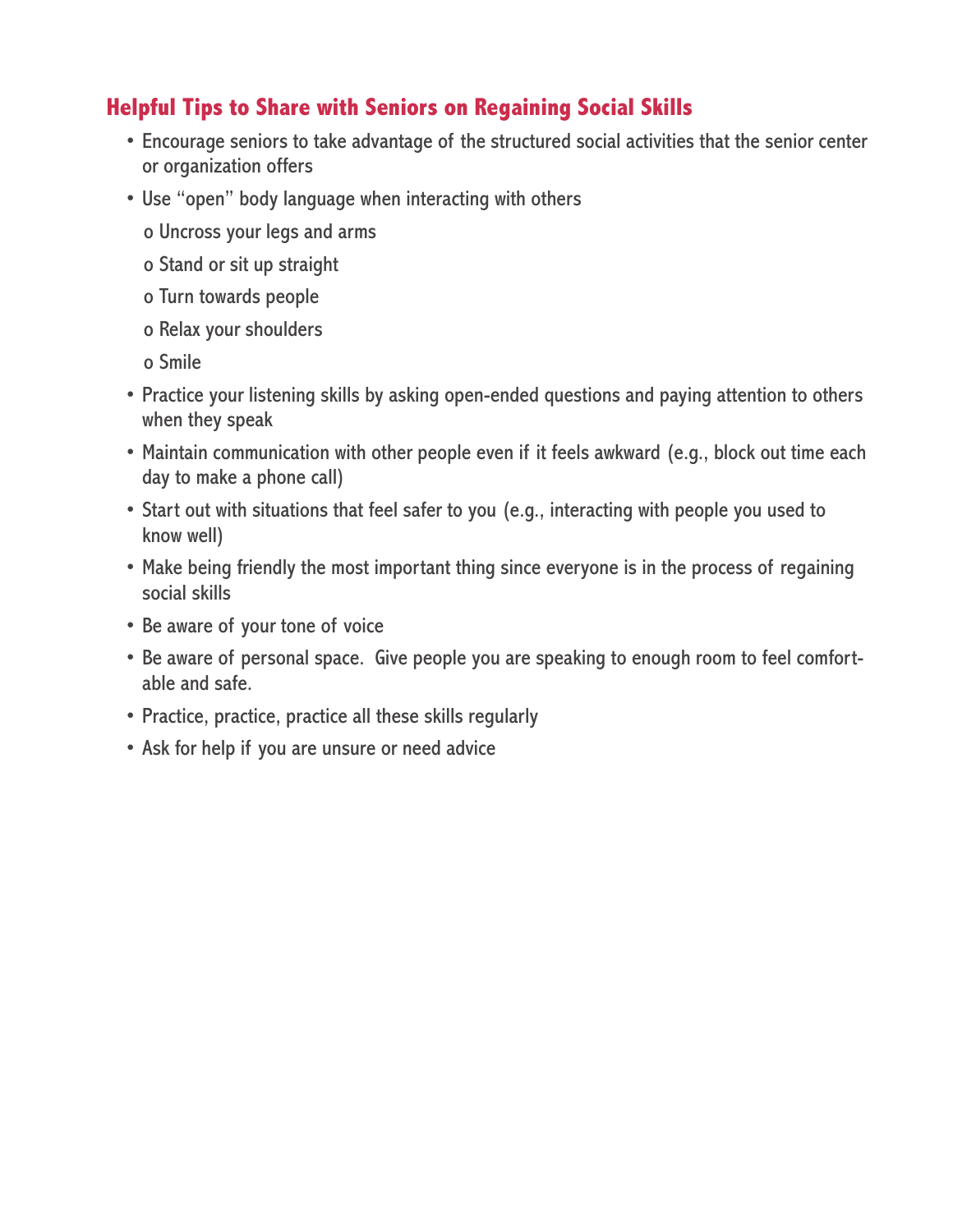## Helpful Tips to Share with Seniors on Regaining Social Skills

- Encourage seniors to take advantage of the structured social activities that the senior center or organization offers
- Use "open" body language when interacting with others
  - Uncross your legs and arms
  - Stand or sit up straight
  - Turn towards people
  - Relax your shoulders
  - Smile
- Practice your listening skills by asking open-ended questions and paying attention to others when they speak
- Maintain communication with other people even if it feels awkward (e.g., block out time each day to make a phone call)
- Start out with situations that feel safer to you (e.g., interacting with people you used to know well)
- Make being friendly the most important thing since everyone is in the process of regaining social skills
- Be aware of your tone of voice
- Be aware of personal space. Give people you are speaking to enough room to feel comfortable and safe.
- Practice, practice, practice all these skills regularly
- Ask for help if you are unsure or need advice